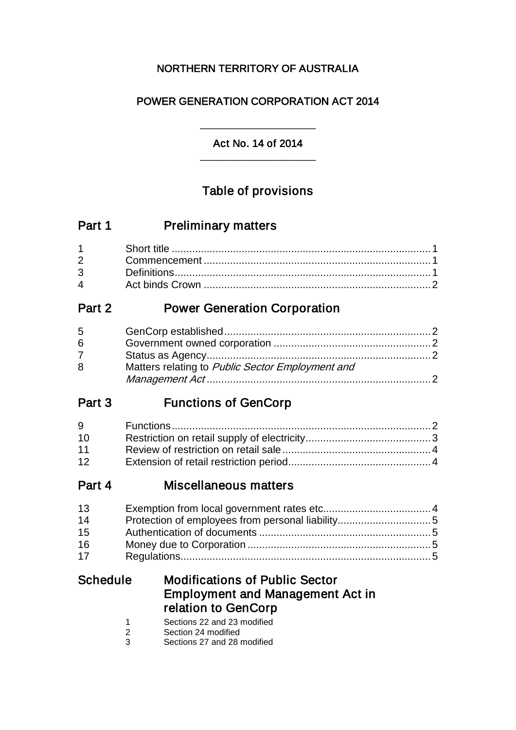NORTHERN TERRITORY OF AUSTRALIA

# POWER GENERATION CORPORATION ACT 2014

---

Act No. 14 of 2014

---

## Table of provisions

## Part 1 Preliminary matters

| | | |
|---|---|---|
| 1 | Short title | 1 |
| 2 | Commencement | 1 |
| 3 | Definitions | 1 |
| 4 | Act binds Crown | 2 |

## Part 2 Power Generation Corporation

| | | |
|---|---|---|
| 5 | GenCorp established | 2 |
| 6 | Government owned corporation | 2 |
| 7 | Status as Agency | 2 |
| 8 | Matters relating to *Public Sector Employment and Management Act* | 2 |

## Part 3 Functions of GenCorp

| | | |
|---|---|---|
| 9 | Functions | 2 |
| 10 | Restriction on retail supply of electricity | 3 |
| 11 | Review of restriction on retail sale | 4 |
| 12 | Extension of retail restriction period | 4 |

## Part 4 Miscellaneous matters

| | | |
|---|---|---|
| 13 | Exemption from local government rates etc | 4 |
| 14 | Protection of employees from personal liability | 5 |
| 15 | Authentication of documents | 5 |
| 16 | Money due to Corporation | 5 |
| 17 | Regulations | 5 |

## Schedule Modifications of Public Sector Employment and Management Act in relation to GenCorp

1 Sections 22 and 23 modified
2 Section 24 modified
3 Sections 27 and 28 modified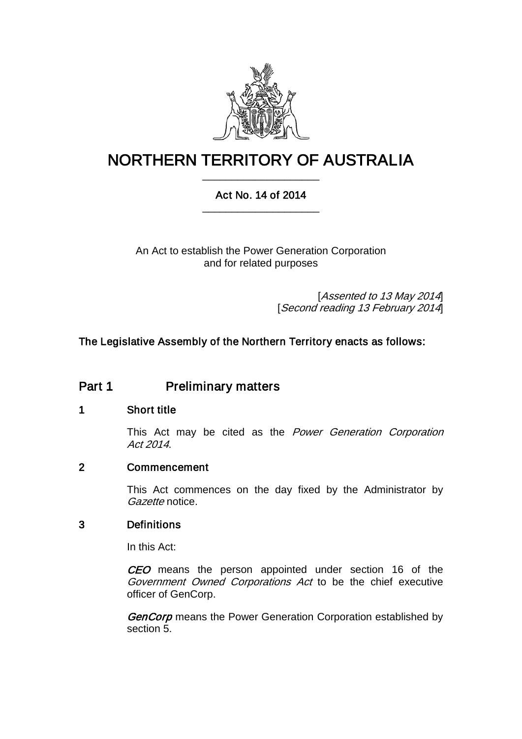# NORTHERN TERRITORY OF AUSTRALIA

## Act No. 14 of 2014

An Act to establish the Power Generation Corporation and for related purposes

[*Assented to 13 May 2014*]
[*Second reading 13 February 2014*]

**The Legislative Assembly of the Northern Territory enacts as follows:**

## Part 1 Preliminary matters

### 1 Short title

This Act may be cited as the *Power Generation Corporation Act 2014*.

### 2 Commencement

This Act commences on the day fixed by the Administrator by *Gazette* notice.

### 3 Definitions

In this Act:

***CEO*** means the person appointed under section 16 of the *Government Owned Corporations Act* to be the chief executive officer of GenCorp.

***GenCorp*** means the Power Generation Corporation established by section 5.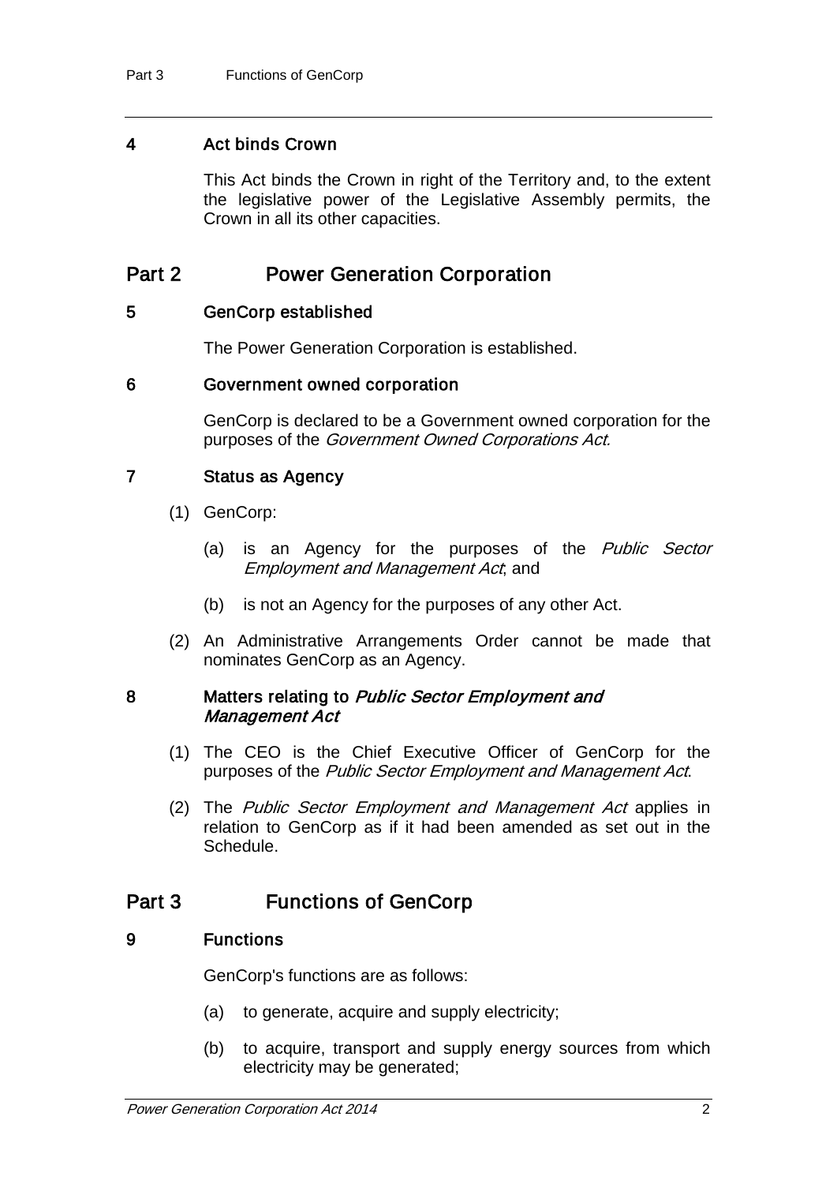### 4 Act binds Crown

This Act binds the Crown in right of the Territory and, to the extent the legislative power of the Legislative Assembly permits, the Crown in all its other capacities.

## Part 2 Power Generation Corporation

### 5 GenCorp established

The Power Generation Corporation is established.

### 6 Government owned corporation

GenCorp is declared to be a Government owned corporation for the purposes of the *Government Owned Corporations Act*.

### 7 Status as Agency

(1) GenCorp:

(a) is an Agency for the purposes of the *Public Sector Employment and Management Act*; and

(b) is not an Agency for the purposes of any other Act.

(2) An Administrative Arrangements Order cannot be made that nominates GenCorp as an Agency.

### 8 Matters relating to *Public Sector Employment and Management Act*

(1) The CEO is the Chief Executive Officer of GenCorp for the purposes of the *Public Sector Employment and Management Act*.

(2) The *Public Sector Employment and Management Act* applies in relation to GenCorp as if it had been amended as set out in the Schedule.

## Part 3 Functions of GenCorp

### 9 Functions

GenCorp's functions are as follows:

(a) to generate, acquire and supply electricity;

(b) to acquire, transport and supply energy sources from which electricity may be generated;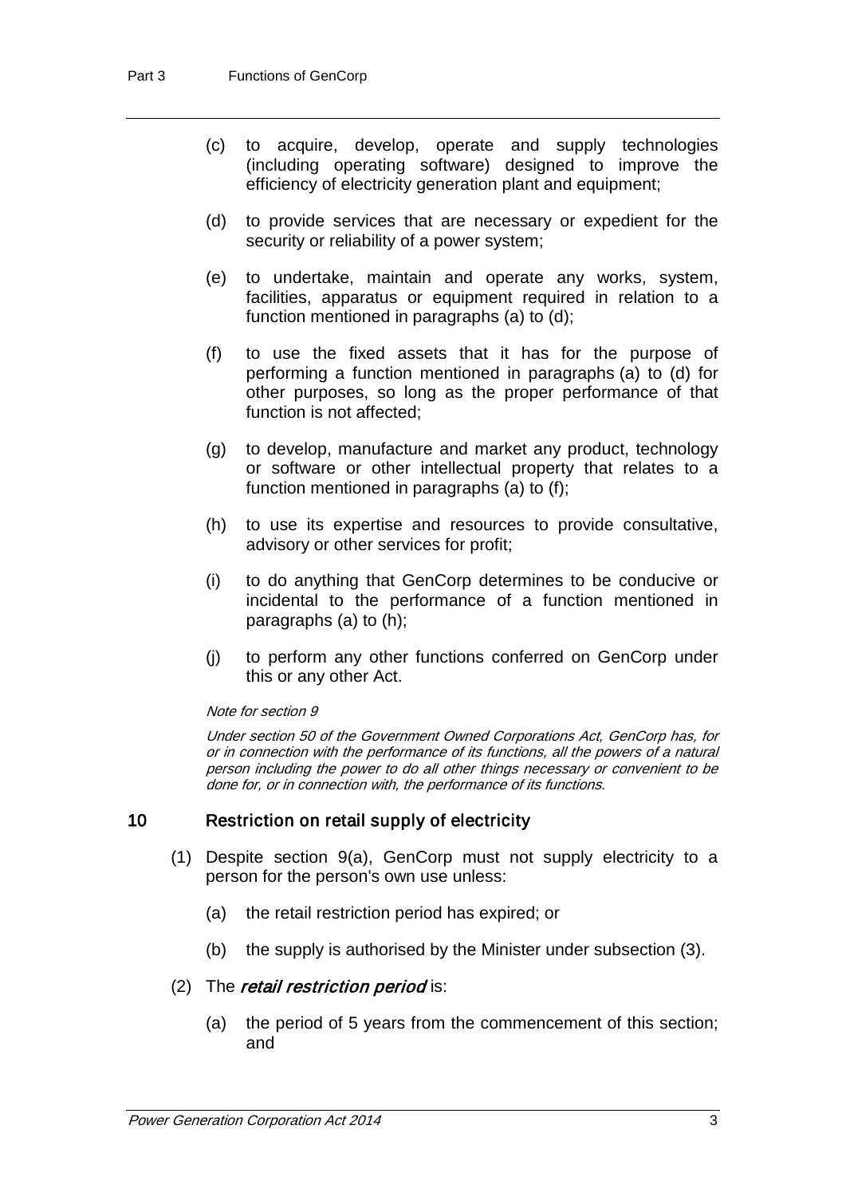(c) to acquire, develop, operate and supply technologies (including operating software) designed to improve the efficiency of electricity generation plant and equipment;

(d) to provide services that are necessary or expedient for the security or reliability of a power system;

(e) to undertake, maintain and operate any works, system, facilities, apparatus or equipment required in relation to a function mentioned in paragraphs (a) to (d);

(f) to use the fixed assets that it has for the purpose of performing a function mentioned in paragraphs (a) to (d) for other purposes, so long as the proper performance of that function is not affected;

(g) to develop, manufacture and market any product, technology or software or other intellectual property that relates to a function mentioned in paragraphs (a) to (f);

(h) to use its expertise and resources to provide consultative, advisory or other services for profit;

(i) to do anything that GenCorp determines to be conducive or incidental to the performance of a function mentioned in paragraphs (a) to (h);

(j) to perform any other functions conferred on GenCorp under this or any other Act.

*Note for section 9*

*Under section 50 of the Government Owned Corporations Act, GenCorp has, for or in connection with the performance of its functions, all the powers of a natural person including the power to do all other things necessary or convenient to be done for, or in connection with, the performance of its functions.*

## 10 Restriction on retail supply of electricity

(1) Despite section 9(a), GenCorp must not supply electricity to a person for the person's own use unless:

(a) the retail restriction period has expired; or

(b) the supply is authorised by the Minister under subsection (3).

(2) The ***retail restriction period*** is:

(a) the period of 5 years from the commencement of this section; and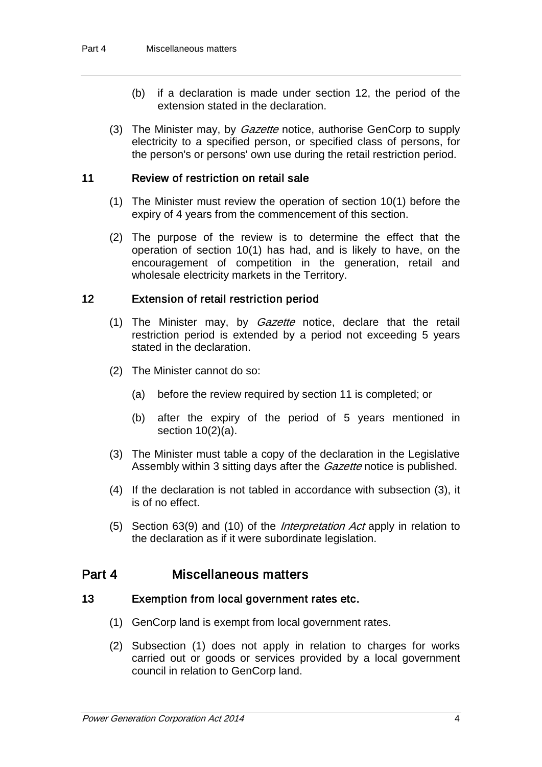(b) if a declaration is made under section 12, the period of the extension stated in the declaration.

(3) The Minister may, by *Gazette* notice, authorise GenCorp to supply electricity to a specified person, or specified class of persons, for the person's or persons' own use during the retail restriction period.

### 11 Review of restriction on retail sale

(1) The Minister must review the operation of section 10(1) before the expiry of 4 years from the commencement of this section.

(2) The purpose of the review is to determine the effect that the operation of section 10(1) has had, and is likely to have, on the encouragement of competition in the generation, retail and wholesale electricity markets in the Territory.

### 12 Extension of retail restriction period

(1) The Minister may, by *Gazette* notice, declare that the retail restriction period is extended by a period not exceeding 5 years stated in the declaration.

(2) The Minister cannot do so:

(a) before the review required by section 11 is completed; or

(b) after the expiry of the period of 5 years mentioned in section 10(2)(a).

(3) The Minister must table a copy of the declaration in the Legislative Assembly within 3 sitting days after the *Gazette* notice is published.

(4) If the declaration is not tabled in accordance with subsection (3), it is of no effect.

(5) Section 63(9) and (10) of the *Interpretation Act* apply in relation to the declaration as if it were subordinate legislation.

## Part 4 Miscellaneous matters

### 13 Exemption from local government rates etc.

(1) GenCorp land is exempt from local government rates.

(2) Subsection (1) does not apply in relation to charges for works carried out or goods or services provided by a local government council in relation to GenCorp land.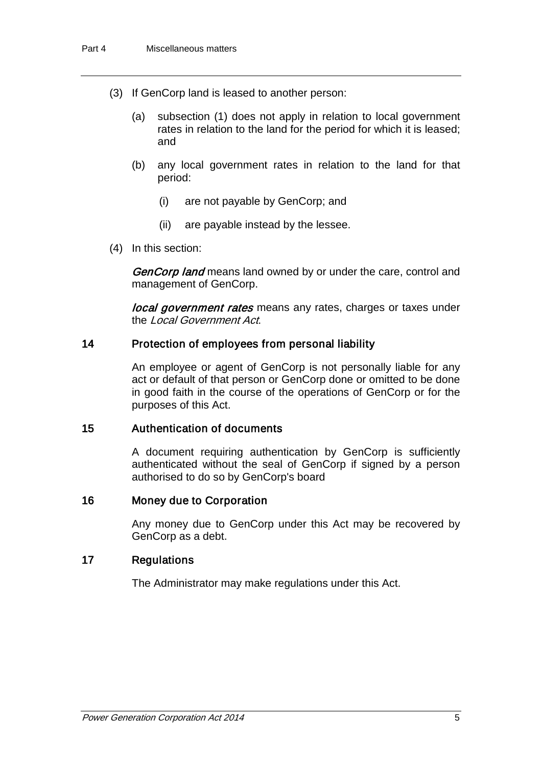(3) If GenCorp land is leased to another person:

(a) subsection (1) does not apply in relation to local government rates in relation to the land for the period for which it is leased; and

(b) any local government rates in relation to the land for that period:

(i) are not payable by GenCorp; and

(ii) are payable instead by the lessee.

(4) In this section:

***GenCorp land*** means land owned by or under the care, control and management of GenCorp.

***local government rates*** means any rates, charges or taxes under the *Local Government Act*.

### 14 Protection of employees from personal liability

An employee or agent of GenCorp is not personally liable for any act or default of that person or GenCorp done or omitted to be done in good faith in the course of the operations of GenCorp or for the purposes of this Act.

### 15 Authentication of documents

A document requiring authentication by GenCorp is sufficiently authenticated without the seal of GenCorp if signed by a person authorised to do so by GenCorp's board

### 16 Money due to Corporation

Any money due to GenCorp under this Act may be recovered by GenCorp as a debt.

### 17 Regulations

The Administrator may make regulations under this Act.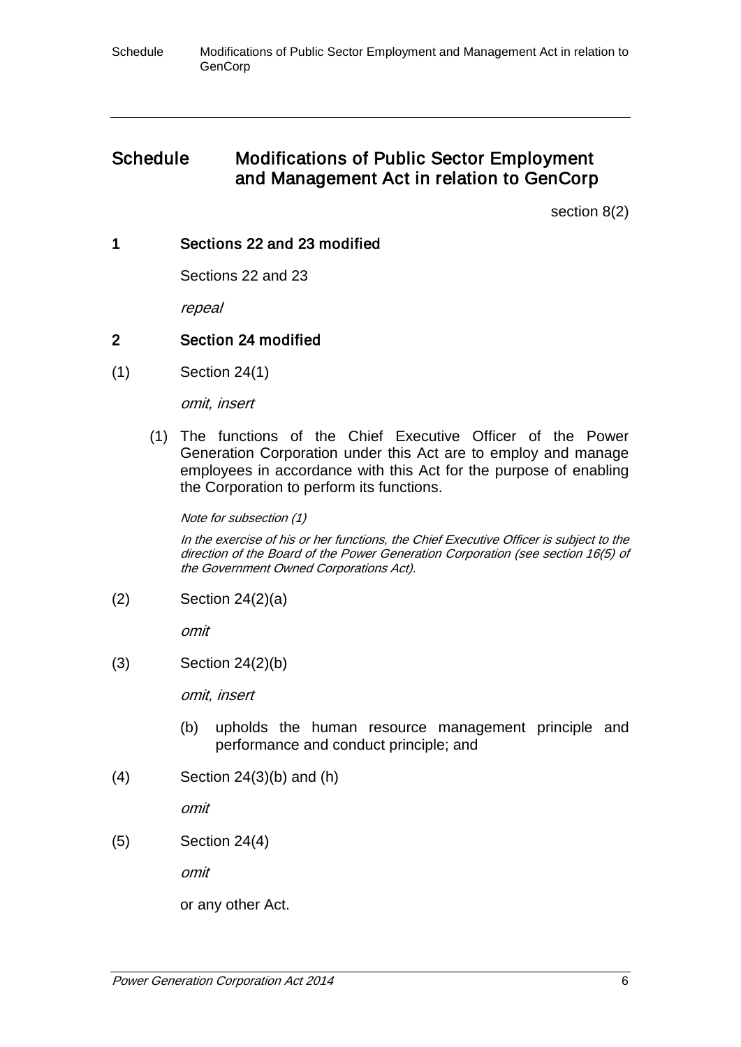## Schedule Modifications of Public Sector Employment and Management Act in relation to GenCorp

section 8(2)

### 1 Sections 22 and 23 modified

Sections 22 and 23

*repeal*

### 2 Section 24 modified

(1) Section 24(1)

*omit, insert*

(1) The functions of the Chief Executive Officer of the Power Generation Corporation under this Act are to employ and manage employees in accordance with this Act for the purpose of enabling the Corporation to perform its functions.

*Note for subsection (1)*

*In the exercise of his or her functions, the Chief Executive Officer is subject to the direction of the Board of the Power Generation Corporation (see section 16(5) of the Government Owned Corporations Act).*

(2) Section 24(2)(a)

*omit*

(3) Section 24(2)(b)

*omit, insert*

(b) upholds the human resource management principle and performance and conduct principle; and

(4) Section 24(3)(b) and (h)

*omit*

(5) Section 24(4)

*omit*

or any other Act.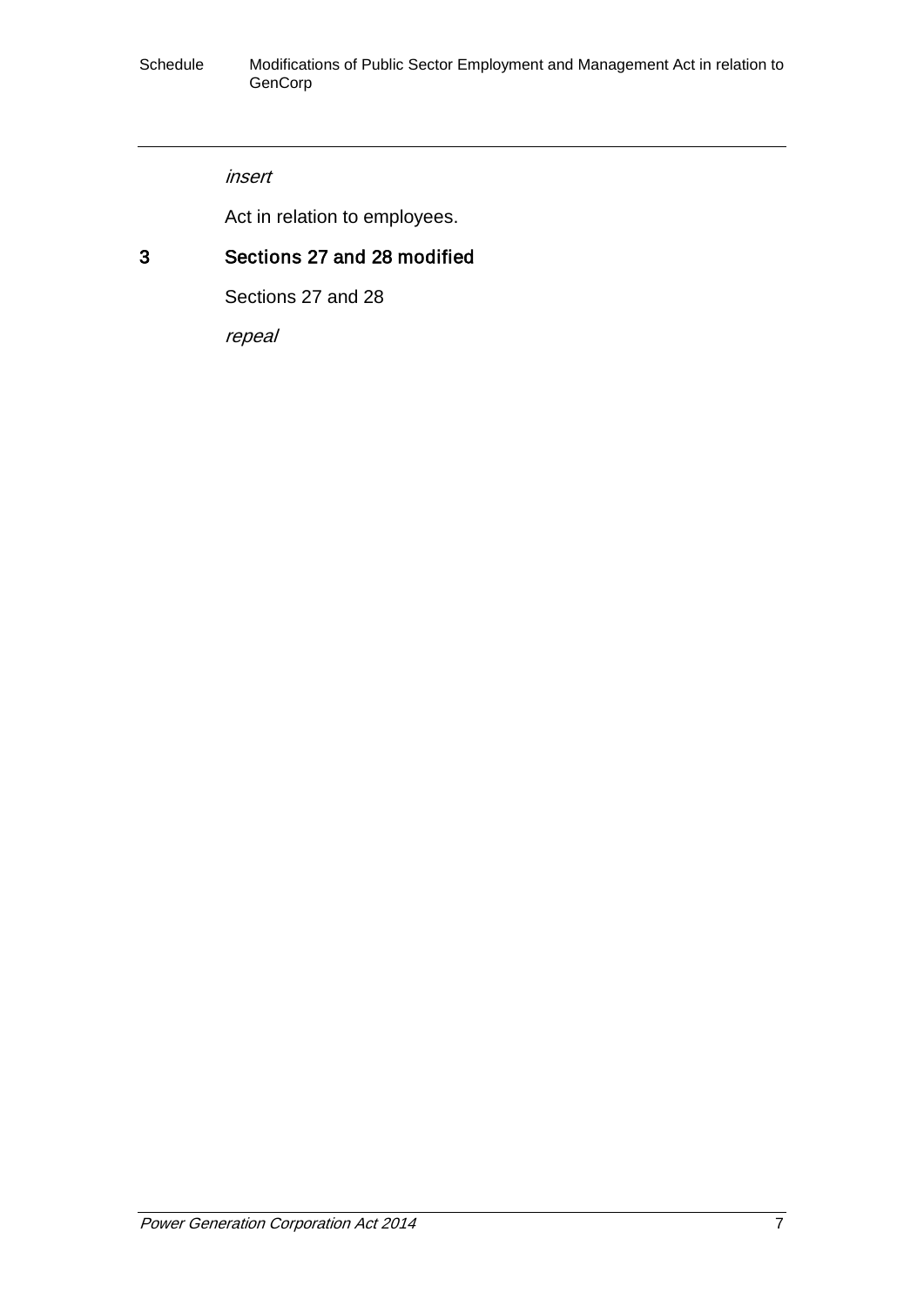*insert*

Act in relation to employees.

### 3 Sections 27 and 28 modified

Sections 27 and 28

*repeal*